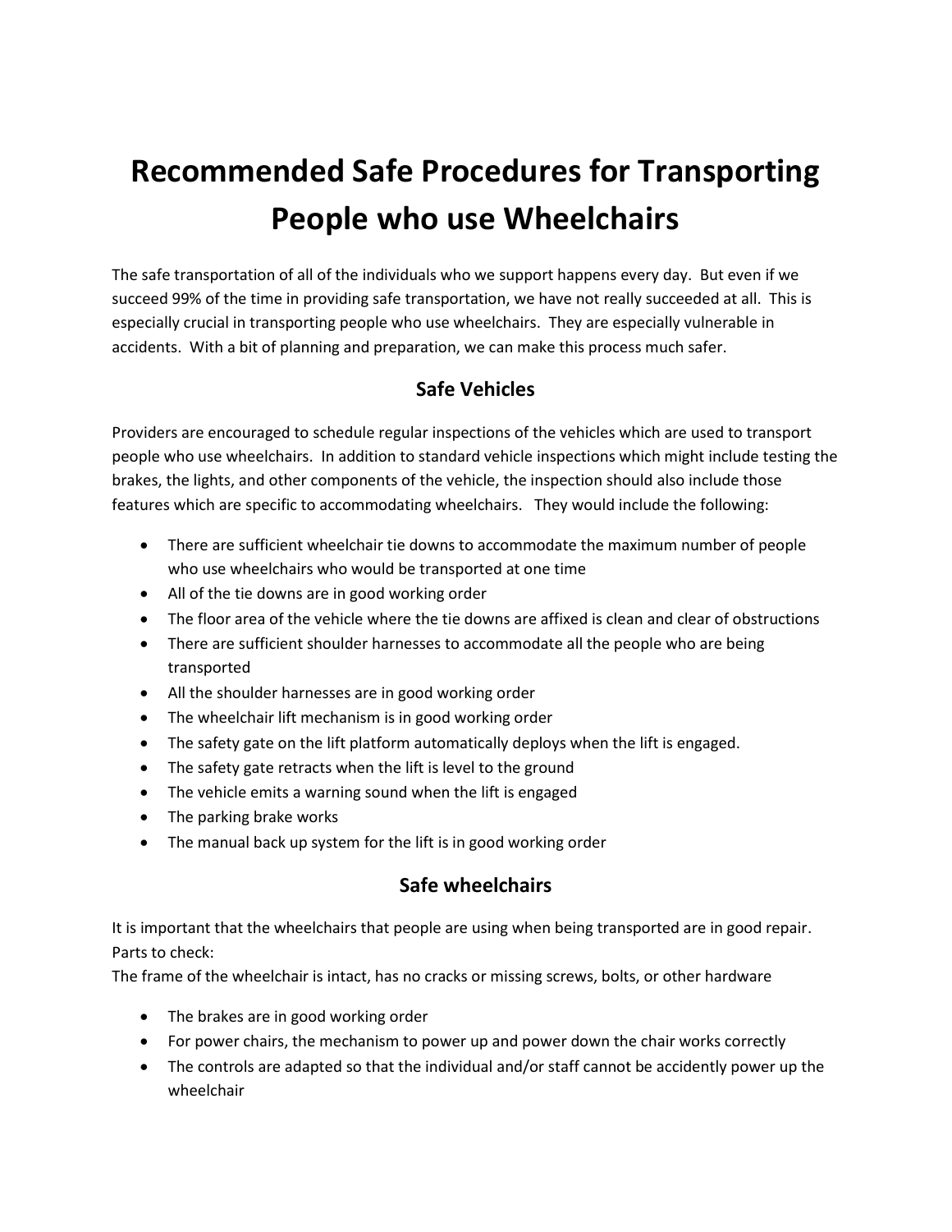# Recommended Safe Procedures for Transporting People who use Wheelchairs

The safe transportation of all of the individuals who we support happens every day. But even if we succeed 99% of the time in providing safe transportation, we have not really succeeded at all. This is especially crucial in transporting people who use wheelchairs. They are especially vulnerable in accidents. With a bit of planning and preparation, we can make this process much safer.

## Safe Vehicles

Providers are encouraged to schedule regular inspections of the vehicles which are used to transport people who use wheelchairs. In addition to standard vehicle inspections which might include testing the brakes, the lights, and other components of the vehicle, the inspection should also include those features which are specific to accommodating wheelchairs. They would include the following:

- There are sufficient wheelchair tie downs to accommodate the maximum number of people who use wheelchairs who would be transported at one time
- All of the tie downs are in good working order
- The floor area of the vehicle where the tie downs are affixed is clean and clear of obstructions
- There are sufficient shoulder harnesses to accommodate all the people who are being transported
- All the shoulder harnesses are in good working order
- The wheelchair lift mechanism is in good working order
- The safety gate on the lift platform automatically deploys when the lift is engaged.
- The safety gate retracts when the lift is level to the ground
- The vehicle emits a warning sound when the lift is engaged
- The parking brake works
- The manual back up system for the lift is in good working order

## Safe wheelchairs

It is important that the wheelchairs that people are using when being transported are in good repair. Parts to check:
The frame of the wheelchair is intact, has no cracks or missing screws, bolts, or other hardware

- The brakes are in good working order
- For power chairs, the mechanism to power up and power down the chair works correctly
- The controls are adapted so that the individual and/or staff cannot be accidently power up the wheelchair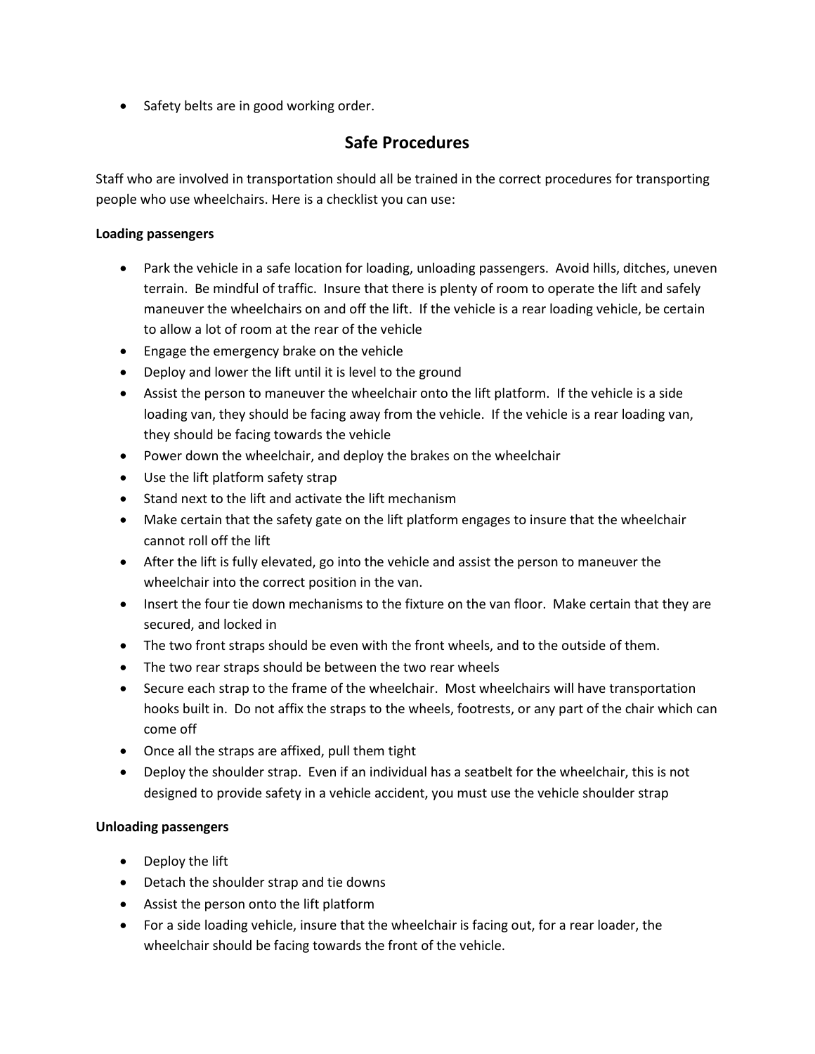- Safety belts are in good working order.

## Safe Procedures

Staff who are involved in transportation should all be trained in the correct procedures for transporting people who use wheelchairs. Here is a checklist you can use:

**Loading passengers**

- Park the vehicle in a safe location for loading, unloading passengers. Avoid hills, ditches, uneven terrain. Be mindful of traffic. Insure that there is plenty of room to operate the lift and safely maneuver the wheelchairs on and off the lift. If the vehicle is a rear loading vehicle, be certain to allow a lot of room at the rear of the vehicle
- Engage the emergency brake on the vehicle
- Deploy and lower the lift until it is level to the ground
- Assist the person to maneuver the wheelchair onto the lift platform. If the vehicle is a side loading van, they should be facing away from the vehicle. If the vehicle is a rear loading van, they should be facing towards the vehicle
- Power down the wheelchair, and deploy the brakes on the wheelchair
- Use the lift platform safety strap
- Stand next to the lift and activate the lift mechanism
- Make certain that the safety gate on the lift platform engages to insure that the wheelchair cannot roll off the lift
- After the lift is fully elevated, go into the vehicle and assist the person to maneuver the wheelchair into the correct position in the van.
- Insert the four tie down mechanisms to the fixture on the van floor. Make certain that they are secured, and locked in
- The two front straps should be even with the front wheels, and to the outside of them.
- The two rear straps should be between the two rear wheels
- Secure each strap to the frame of the wheelchair. Most wheelchairs will have transportation hooks built in. Do not affix the straps to the wheels, footrests, or any part of the chair which can come off
- Once all the straps are affixed, pull them tight
- Deploy the shoulder strap. Even if an individual has a seatbelt for the wheelchair, this is not designed to provide safety in a vehicle accident, you must use the vehicle shoulder strap

**Unloading passengers**

- Deploy the lift
- Detach the shoulder strap and tie downs
- Assist the person onto the lift platform
- For a side loading vehicle, insure that the wheelchair is facing out, for a rear loader, the wheelchair should be facing towards the front of the vehicle.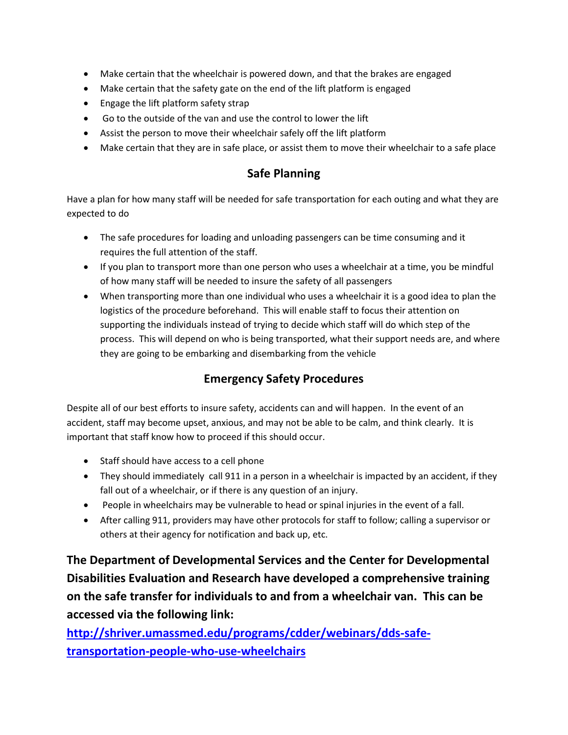- Make certain that the wheelchair is powered down, and that the brakes are engaged
- Make certain that the safety gate on the end of the lift platform is engaged
- Engage the lift platform safety strap
- Go to the outside of the van and use the control to lower the lift
- Assist the person to move their wheelchair safely off the lift platform
- Make certain that they are in safe place, or assist them to move their wheelchair to a safe place

## Safe Planning

Have a plan for how many staff will be needed for safe transportation for each outing and what they are expected to do

- The safe procedures for loading and unloading passengers can be time consuming and it requires the full attention of the staff.
- If you plan to transport more than one person who uses a wheelchair at a time, you be mindful of how many staff will be needed to insure the safety of all passengers
- When transporting more than one individual who uses a wheelchair it is a good idea to plan the logistics of the procedure beforehand. This will enable staff to focus their attention on supporting the individuals instead of trying to decide which staff will do which step of the process. This will depend on who is being transported, what their support needs are, and where they are going to be embarking and disembarking from the vehicle

## Emergency Safety Procedures

Despite all of our best efforts to insure safety, accidents can and will happen. In the event of an accident, staff may become upset, anxious, and may not be able to be calm, and think clearly. It is important that staff know how to proceed if this should occur.

- Staff should have access to a cell phone
- They should immediately call 911 in a person in a wheelchair is impacted by an accident, if they fall out of a wheelchair, or if there is any question of an injury.
- People in wheelchairs may be vulnerable to head or spinal injuries in the event of a fall.
- After calling 911, providers may have other protocols for staff to follow; calling a supervisor or others at their agency for notification and back up, etc.

**The Department of Developmental Services and the Center for Developmental Disabilities Evaluation and Research have developed a comprehensive training on the safe transfer for individuals to and from a wheelchair van. This can be accessed via the following link:**

**[http://shriver.umassmed.edu/programs/cdder/webinars/dds-safe-transportation-people-who-use-wheelchairs](http://shriver.umassmed.edu/programs/cdder/webinars/dds-safe-transportation-people-who-use-wheelchairs)**